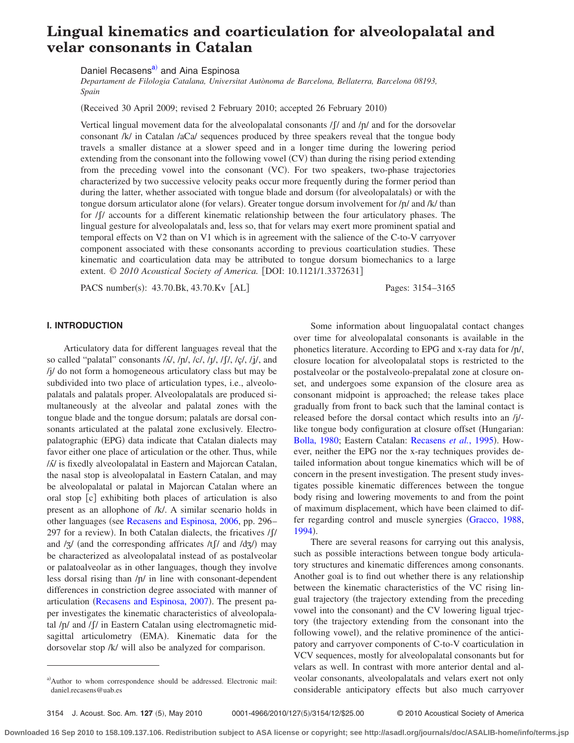# Lingual kinematics and coarticulation for alveolopalatal and velar consonants in Catalan

Daniel Recasens[a] and Aina Espinosa

*Departament de Filologia Catalana, Universitat Autònoma de Barcelona, Bellaterra, Barcelona 08193, Spain*

(Received 30 April 2009; revised 2 February 2010; accepted 26 February 2010)

Vertical lingual movement data for the alveolopalatal consonants /ʃ/ and /ɲ/ and for the dorsovelar consonant /k/ in Catalan /aCa/ sequences produced by three speakers reveal that the tongue body travels a smaller distance at a slower speed and in a longer time during the lowering period extending from the consonant into the following vowel (CV) than during the rising period extending from the preceding vowel into the consonant (VC). For two speakers, two-phase trajectories characterized by two successive velocity peaks occur more frequently during the former period than during the latter, whether associated with tongue blade and dorsum (for alveolopalatals) or with the tongue dorsum articulator alone (for velars). Greater tongue dorsum involvement for /ɲ/ and /k/ than for /ʃ/ accounts for a different kinematic relationship between the four articulatory phases. The lingual gesture for alveolopalatals and, less so, that for velars may exert more prominent spatial and temporal effects on V2 than on V1 which is in agreement with the salience of the C-to-V carryover component associated with these consonants according to previous coarticulation studies. These kinematic and coarticulation data may be attributed to tongue dorsum biomechanics to a large extent. *© 2010 Acoustical Society of America.* [DOI: 10.1121/1.3372631]

PACS number(s): 43.70.Bk, 43.70.Kv [AL] Pages: 3154–3165

## I. INTRODUCTION

Articulatory data for different languages reveal that the so called "palatal" consonants /ʎ/, /ɲ/, /c/, /ɟ/, /ʃ/, /ç/, /ʝ/, and /j/ do not form a homogeneous articulatory class but may be subdivided into two place of articulation types, i.e., alveolopalatals and palatals proper. Alveolopalatals are produced simultaneously at the alveolar and palatal zones with the tongue blade and the tongue dorsum; palatals are dorsal consonants articulated at the palatal zone exclusively. Electropalatographic (EPG) data indicate that Catalan dialects may favor either one place of articulation or the other. Thus, while /ʎ/ is fixedly alveolopalatal in Eastern and Majorcan Catalan, the nasal stop is alveolopalatal in Eastern Catalan, and may be alveolopalatal or palatal in Majorcan Catalan where an oral stop [c] exhibiting both places of articulation is also present as an allophone of /k/. A similar scenario holds in other languages (see Recasens and Espinosa, 2006, pp. 296–297 for a review). In both Catalan dialects, the fricatives /ʃ/ and /ʒ/ (and the corresponding affricates /tʃ/ and /dʒ/) may be characterized as alveolopalatal instead of as postalveolar or palatoalveolar as in other languages, though they involve less dorsal rising than /ɲ/ in line with consonant-dependent differences in constriction degree associated with manner of articulation (Recasens and Espinosa, 2007). The present paper investigates the kinematic characteristics of alveolopalatal /ɲ/ and /ʃ/ in Eastern Catalan using electromagnetic midsagittal articulometry (EMA). Kinematic data for the dorsovelar stop /k/ will also be analyzed for comparison.

Some information about linguopalatal contact changes over time for alveolopalatal consonants is available in the phonetics literature. According to EPG and x-ray data for /ɲ/, closure location for alveolopalatal stops is restricted to the postalveolar or the postalveolo-prepalatal zone at closure onset, and undergoes some expansion of the closure area as consonant midpoint is approached; the release takes place gradually from front to back such that the laminal contact is released before the dorsal contact which results into an /j/-like tongue body configuration at closure offset (Hungarian: Bolla, 1980; Eastern Catalan: Recasens *et al.*, 1995). However, neither the EPG nor the x-ray techniques provides detailed information about tongue kinematics which will be of concern in the present investigation. The present study investigates possible kinematic differences between the tongue body rising and lowering movements to and from the point of maximum displacement, which have been claimed to differ regarding control and muscle synergies (Gracco, 1988, 1994).

There are several reasons for carrying out this analysis, such as possible interactions between tongue body articulatory structures and kinematic differences among consonants. Another goal is to find out whether there is any relationship between the kinematic characteristics of the VC rising lingual trajectory (the trajectory extending from the preceding vowel into the consonant) and the CV lowering ligual trjectory (the trajectory extending from the consonant into the following vowel), and the relative prominence of the anticipatory and carryover components of C-to-V coarticulation in VCV sequences, mostly for alveolopalatal consonants but for velars as well. In contrast with more anterior dental and alveolar consonants, alveolopalatals and velars exert not only considerable anticipatory effects but also much carryover

[a] Author to whom correspondence should be addressed. Electronic mail: daniel.recasens@uab.es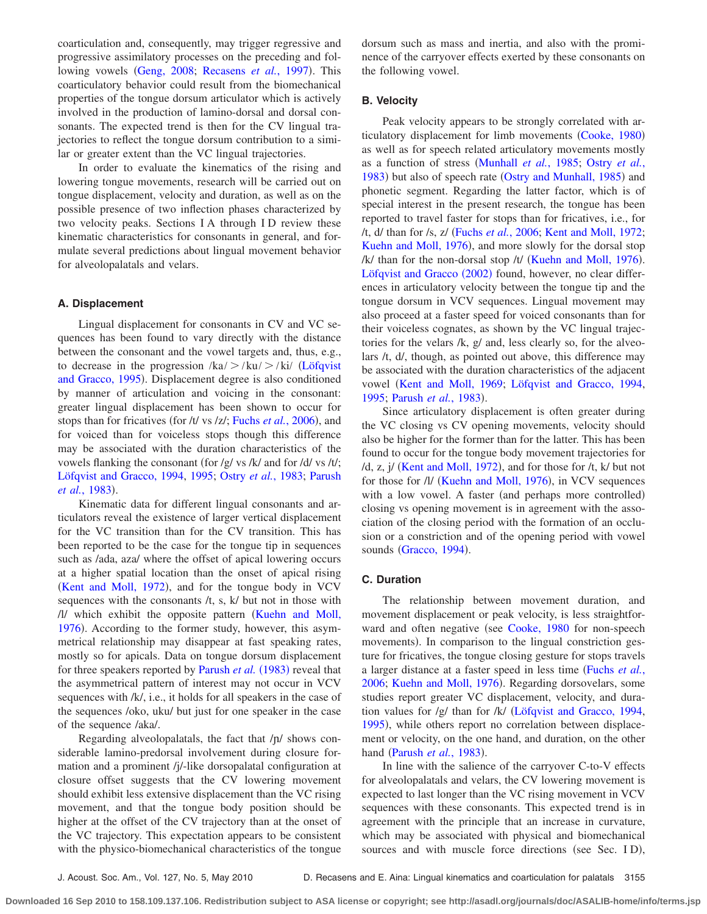coarticulation and, consequently, may trigger regressive and progressive assimilatory processes on the preceding and following vowels (Geng, 2008; Recasens *et al.*, 1997). This coarticulatory behavior could result from the biomechanical properties of the tongue dorsum articulator which is actively involved in the production of lamino-dorsal and dorsal consonants. The expected trend is then for the CV lingual trajectories to reflect the tongue dorsum contribution to a similar or greater extent than the VC lingual trajectories.

In order to evaluate the kinematics of the rising and lowering tongue movements, research will be carried out on tongue displacement, velocity and duration, as well as on the possible presence of two inflection phases characterized by two velocity peaks. Sections I A through I D review these kinematic characteristics for consonants in general, and formulate several predictions about lingual movement behavior for alveolopalatals and velars.

### A. Displacement

Lingual displacement for consonants in CV and VC sequences has been found to vary directly with the distance between the consonant and the vowel targets and, thus, e.g., to decrease in the progression /ka/ > /ku/ > /ki/ (Löfqvist and Gracco, 1995). Displacement degree is also conditioned by manner of articulation and voicing in the consonant: greater lingual displacement has been shown to occur for stops than for fricatives (for /t/ vs /z/; Fuchs *et al.*, 2006), and for voiced than for voiceless stops though this difference may be associated with the duration characteristics of the vowels flanking the consonant (for /g/ vs /k/ and for /d/ vs /t/; Löfqvist and Gracco, 1994, 1995; Ostry *et al.*, 1983; Parush *et al.*, 1983).

Kinematic data for different lingual consonants and articulators reveal the existence of larger vertical displacement for the VC transition than for the CV transition. This has been reported to be the case for the tongue tip in sequences such as /ada, aza/ where the offset of apical lowering occurs at a higher spatial location than the onset of apical rising (Kent and Moll, 1972), and for the tongue body in VCV sequences with the consonants /t, s, k/ but not in those with /l/ which exhibit the opposite pattern (Kuehn and Moll, 1976). According to the former study, however, this asymmetrical relationship may disappear at fast speaking rates, mostly so for apicals. Data on tongue dorsum displacement for three speakers reported by Parush *et al.* (1983) reveal that the asymmetrical pattern of interest may not occur in VCV sequences with /k/, i.e., it holds for all speakers in the case of the sequences /oko, uku/ but just for one speaker in the case of the sequence /aka/.

Regarding alveolopalatals, the fact that /ɲ/ shows considerable lamino-predorsal involvement during closure formation and a prominent /j/-like dorsopalatal configuration at closure offset suggests that the CV lowering movement should exhibit less extensive displacement than the VC rising movement, and that the tongue body position should be higher at the offset of the CV trajectory than at the onset of the VC trajectory. This expectation appears to be consistent with the physico-biomechanical characteristics of the tongue dorsum such as mass and inertia, and also with the prominence of the carryover effects exerted by these consonants on the following vowel.

### B. Velocity

Peak velocity appears to be strongly correlated with articulatory displacement for limb movements (Cooke, 1980) as well as for speech related articulatory movements mostly as a function of stress (Munhall *et al.*, 1985; Ostry *et al.*, 1983) but also of speech rate (Ostry and Munhall, 1985) and phonetic segment. Regarding the latter factor, which is of special interest in the present research, the tongue has been reported to travel faster for stops than for fricatives, i.e., for /t, d/ than for /s, z/ (Fuchs *et al.*, 2006; Kent and Moll, 1972; Kuehn and Moll, 1976), and more slowly for the dorsal stop /k/ than for the non-dorsal stop /t/ (Kuehn and Moll, 1976). Löfqvist and Gracco (2002) found, however, no clear differences in articulatory velocity between the tongue tip and the tongue dorsum in VCV sequences. Lingual movement may also proceed at a faster speed for voiced consonants than for their voiceless cognates, as shown by the VC lingual trajectories for the velars /k, g/ and, less clearly so, for the alveolars /t, d/, though, as pointed out above, this difference may be associated with the duration characteristics of the adjacent vowel (Kent and Moll, 1969; Löfqvist and Gracco, 1994, 1995; Parush *et al.*, 1983).

Since articulatory displacement is often greater during the VC closing vs CV opening movements, velocity should also be higher for the former than for the latter. This has been found to occur for the tongue body movement trajectories for /d, z, j/ (Kent and Moll, 1972), and for those for /t, k/ but not for those for /l/ (Kuehn and Moll, 1976), in VCV sequences with a low vowel. A faster (and perhaps more controlled) closing vs opening movement is in agreement with the association of the closing period with the formation of an occlusion or a constriction and of the opening period with vowel sounds (Gracco, 1994).

### C. Duration

The relationship between movement duration, and movement displacement or peak velocity, is less straightforward and often negative (see Cooke, 1980 for non-speech movements). In comparison to the lingual constriction gesture for fricatives, the tongue closing gesture for stops travels a larger distance at a faster speed in less time (Fuchs *et al.*, 2006; Kuehn and Moll, 1976). Regarding dorsovelars, some studies report greater VC displacement, velocity, and duration values for /g/ than for /k/ (Löfqvist and Gracco, 1994, 1995), while others report no correlation between displacement or velocity, on the one hand, and duration, on the other hand (Parush *et al.*, 1983).

In line with the salience of the carryover C-to-V effects for alveolopalatals and velars, the CV lowering movement is expected to last longer than the VC rising movement in VCV sequences with these consonants. This expected trend is in agreement with the principle that an increase in curvature, which may be associated with physical and biomechanical sources and with muscle force directions (see Sec. I D),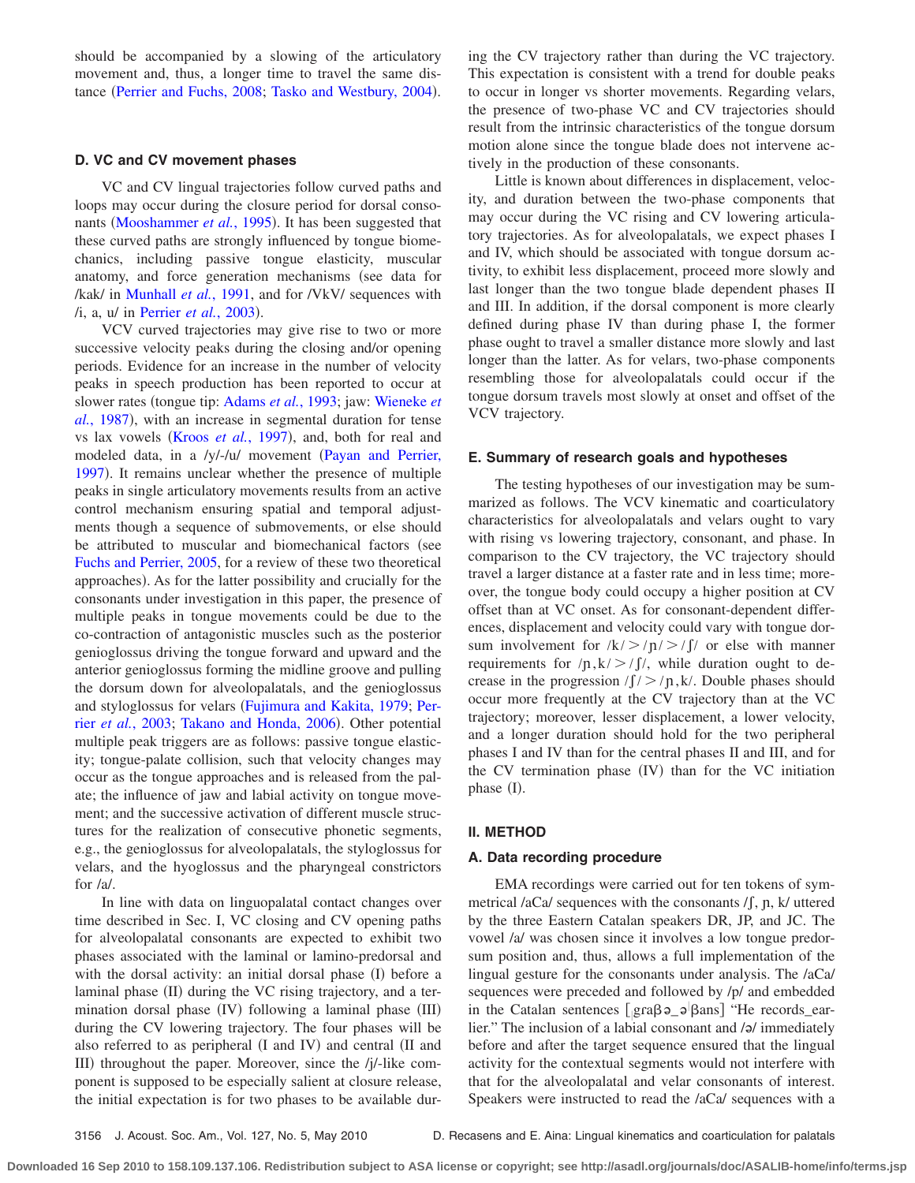should be accompanied by a slowing of the articulatory movement and, thus, a longer time to travel the same distance (Perrier and Fuchs, 2008; Tasko and Westbury, 2004).

### D. VC and CV movement phases

VC and CV lingual trajectories follow curved paths and loops may occur during the closure period for dorsal consonants (Mooshammer *et al.*, 1995). It has been suggested that these curved paths are strongly influenced by tongue biomechanics, including passive tongue elasticity, muscular anatomy, and force generation mechanisms (see data for /kak/ in Munhall *et al.*, 1991, and for /VkV/ sequences with /i, a, u/ in Perrier *et al.*, 2003).

VCV curved trajectories may give rise to two or more successive velocity peaks during the closing and/or opening periods. Evidence for an increase in the number of velocity peaks in speech production has been reported to occur at slower rates (tongue tip: Adams *et al.*, 1993; jaw: Wieneke *et al.*, 1987), with an increase in segmental duration for tense vs lax vowels (Kroos *et al.*, 1997), and, both for real and modeled data, in a /y/-/u/ movement (Payan and Perrier, 1997). It remains unclear whether the presence of multiple peaks in single articulatory movements results from an active control mechanism ensuring spatial and temporal adjustments though a sequence of submovements, or else should be attributed to muscular and biomechanical factors (see Fuchs and Perrier, 2005, for a review of these two theoretical approaches). As for the latter possibility and crucially for the consonants under investigation in this paper, the presence of multiple peaks in tongue movements could be due to the co-contraction of antagonistic muscles such as the posterior genioglossus driving the tongue forward and upward and the anterior genioglossus forming the midline groove and pulling the dorsum down for alveolopalatals, and the genioglossus and styloglossus for velars (Fujimura and Kakita, 1979; Perrier *et al.*, 2003; Takano and Honda, 2006). Other potential multiple peak triggers are as follows: passive tongue elasticity; tongue-palate collision, such that velocity changes may occur as the tongue approaches and is released from the palate; the influence of jaw and labial activity on tongue movement; and the successive activation of different muscle structures for the realization of consecutive phonetic segments, e.g., the genioglossus for alveolopalatals, the styloglossus for velars, and the hyoglossus and the pharyngeal constrictors for /a/.

In line with data on linguopalatal contact changes over time described in Sec. I, VC closing and CV opening paths for alveolopalatal consonants are expected to exhibit two phases associated with the laminal or lamino-predorsal and with the dorsal activity: an initial dorsal phase (I) before a laminal phase (II) during the VC rising trajectory, and a termination dorsal phase (IV) following a laminal phase (III) during the CV lowering trajectory. The four phases will be also referred to as peripheral (I and IV) and central (II and III) throughout the paper. Moreover, since the /j/-like component is supposed to be especially salient at closure release, the initial expectation is for two phases to be available during the CV trajectory rather than during the VC trajectory. This expectation is consistent with a trend for double peaks to occur in longer vs shorter movements. Regarding velars, the presence of two-phase VC and CV trajectories should result from the intrinsic characteristics of the tongue dorsum motion alone since the tongue blade does not intervene actively in the production of these consonants.

Little is known about differences in displacement, velocity, and duration between the two-phase components that may occur during the VC rising and CV lowering articulatory trajectories. As for alveolopalatals, we expect phases I and IV, which should be associated with tongue dorsum activity, to exhibit less displacement, proceed more slowly and last longer than the two tongue blade dependent phases II and III. In addition, if the dorsal component is more clearly defined during phase IV than during phase I, the former phase ought to travel a smaller distance more slowly and last longer than the latter. As for velars, two-phase components resembling those for alveolopalatals could occur if the tongue dorsum travels most slowly at onset and offset of the VCV trajectory.

### E. Summary of research goals and hypotheses

The testing hypotheses of our investigation may be summarized as follows. The VCV kinematic and coarticulatory characteristics for alveolopalatals and velars ought to vary with rising vs lowering trajectory, consonant, and phase. In comparison to the CV trajectory, the VC trajectory should travel a larger distance at a faster rate and in less time; moreover, the tongue body could occupy a higher position at CV offset than at VC onset. As for consonant-dependent differences, displacement and velocity could vary with tongue dorsum involvement for /k/ > /ɲ/ > /ʃ/ or else with manner requirements for /ɲ, k/ > /ʃ/, while duration ought to decrease in the progression /ʃ/ > /ɲ, k/. Double phases should occur more frequently at the CV trajectory than at the VC trajectory; moreover, lesser displacement, a lower velocity, and a longer duration should hold for the two peripheral phases I and IV than for the central phases II and III, and for the CV termination phase (IV) than for the VC initiation phase (I).

## II. METHOD

### A. Data recording procedure

EMA recordings were carried out for ten tokens of symmetrical /aCa/ sequences with the consonants /ʃ, ɲ, k/ uttered by the three Eastern Catalan speakers DR, JP, and JC. The vowel /a/ was chosen since it involves a low tongue predorsum position and, thus, allows a full implementation of the lingual gesture for the consonants under analysis. The /aCa/ sequences were preceded and followed by /p/ and embedded in the Catalan sentences [ˌgraβə_əˈβans] "He records_earlier." The inclusion of a labial consonant and /ə/ immediately before and after the target sequence ensured that the lingual activity for the contextual segments would not interfere with that for the alveolopalatal and velar consonants of interest. Speakers were instructed to read the /aCa/ sequences with a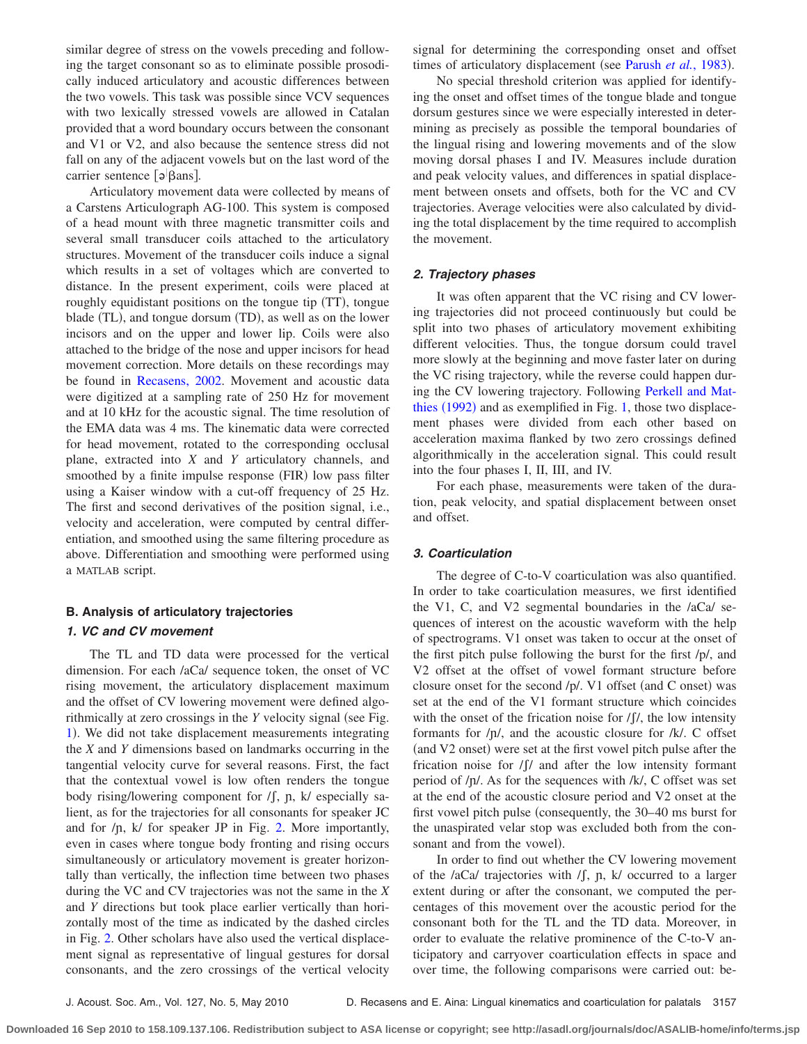similar degree of stress on the vowels preceding and following the target consonant so as to eliminate possible prosodically induced articulatory and acoustic differences between the two vowels. This task was possible since VCV sequences with two lexically stressed vowels are allowed in Catalan provided that a word boundary occurs between the consonant and V1 or V2, and also because the sentence stress did not fall on any of the adjacent vowels but on the last word of the carrier sentence [əˈβans].

Articulatory movement data were collected by means of a Carstens Articulograph AG-100. This system is composed of a head mount with three magnetic transmitter coils and several small transducer coils attached to the articulatory structures. Movement of the transducer coils induce a signal which results in a set of voltages which are converted to distance. In the present experiment, coils were placed at roughly equidistant positions on the tongue tip (TT), tongue blade (TL), and tongue dorsum (TD), as well as on the lower incisors and on the upper and lower lip. Coils were also attached to the bridge of the nose and upper incisors for head movement correction. More details on these recordings may be found in Recasens, 2002. Movement and acoustic data were digitized at a sampling rate of 250 Hz for movement and at 10 kHz for the acoustic signal. The time resolution of the EMA data was 4 ms. The kinematic data were corrected for head movement, rotated to the corresponding occlusal plane, extracted into *X* and *Y* articulatory channels, and smoothed by a finite impulse response (FIR) low pass filter using a Kaiser window with a cut-off frequency of 25 Hz. The first and second derivatives of the position signal, i.e., velocity and acceleration, were computed by central differentiation, and smoothed using the same filtering procedure as above. Differentiation and smoothing were performed using a MATLAB script.

## B. Analysis of articulatory trajectories

### 1. VC and CV movement

The TL and TD data were processed for the vertical dimension. For each /aCa/ sequence token, the onset of VC rising movement, the articulatory displacement maximum and the offset of CV lowering movement were defined algorithmically at zero crossings in the *Y* velocity signal (see Fig. 1). We did not take displacement measurements integrating the *X* and *Y* dimensions based on landmarks occurring in the tangential velocity curve for several reasons. First, the fact that the contextual vowel is low often renders the tongue body rising/lowering component for /ʃ, ɲ, k/ especially salient, as for the trajectories for all consonants for speaker JC and for /ɲ, k/ for speaker JP in Fig. 2. More importantly, even in cases where tongue body fronting and rising occurs simultaneously or articulatory movement is greater horizontally than vertically, the inflection time between two phases during the VC and CV trajectories was not the same in the *X* and *Y* directions but took place earlier vertically than horizontally most of the time as indicated by the dashed circles in Fig. 2. Other scholars have also used the vertical displacement signal as representative of lingual gestures for dorsal consonants, and the zero crossings of the vertical velocity signal for determining the corresponding onset and offset times of articulatory displacement (see Parush *et al.*, 1983).

No special threshold criterion was applied for identifying the onset and offset times of the tongue blade and tongue dorsum gestures since we were especially interested in determining as precisely as possible the temporal boundaries of the lingual rising and lowering movements and of the slow moving dorsal phases I and IV. Measures include duration and peak velocity values, and differences in spatial displacement between onsets and offsets, both for the VC and CV trajectories. Average velocities were also calculated by dividing the total displacement by the time required to accomplish the movement.

### 2. Trajectory phases

It was often apparent that the VC rising and CV lowering trajectories did not proceed continuously but could be split into two phases of articulatory movement exhibiting different velocities. Thus, the tongue dorsum could travel more slowly at the beginning and move faster later on during the VC rising trajectory, while the reverse could happen during the CV lowering trajectory. Following Perkell and Matthies (1992) and as exemplified in Fig. 1, those two displacement phases were divided from each other based on acceleration maxima flanked by two zero crossings defined algorithmically in the acceleration signal. This could result into the four phases I, II, III, and IV.

For each phase, measurements were taken of the duration, peak velocity, and spatial displacement between onset and offset.

### 3. Coarticulation

The degree of C-to-V coarticulation was also quantified. In order to take coarticulation measures, we first identified the V1, C, and V2 segmental boundaries in the /aCa/ sequences of interest on the acoustic waveform with the help of spectrograms. V1 onset was taken to occur at the onset of the first pitch pulse following the burst for the first /p/, and V2 offset at the offset of vowel formant structure before closure onset for the second /p/. V1 offset (and C onset) was set at the end of the V1 formant structure which coincides with the onset of the frication noise for /ʃ/, the low intensity formants for /ɲ/, and the acoustic closure for /k/. C offset (and V2 onset) were set at the first vowel pitch pulse after the frication noise for /ʃ/ and after the low intensity formant period of /ɲ/. As for the sequences with /k/, C offset was set at the end of the acoustic closure period and V2 onset at the first vowel pitch pulse (consequently, the 30–40 ms burst for the unaspirated velar stop was excluded both from the consonant and from the vowel).

In order to find out whether the CV lowering movement of the /aCa/ trajectories with /ʃ, ɲ, k/ occurred to a larger extent during or after the consonant, we computed the percentages of this movement over the acoustic period for the consonant both for the TL and the TD data. Moreover, in order to evaluate the relative prominence of the C-to-V anticipatory and carryover coarticulation effects in space and over time, the following comparisons were carried out: be-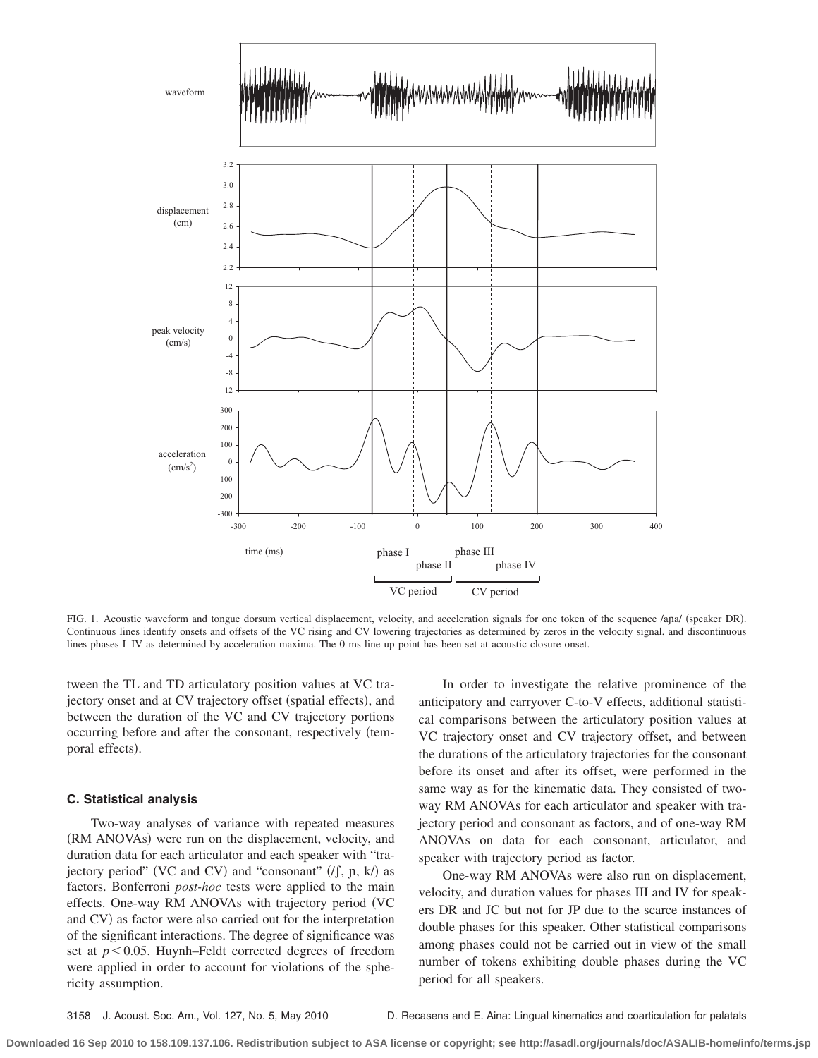FIG. 1. Acoustic waveform and tongue dorsum vertical displacement, velocity, and acceleration signals for one token of the sequence /aɲa/ (speaker DR). Continuous lines identify onsets and offsets of the VC rising and CV lowering trajectories as determined by zeros in the velocity signal, and discontinuous lines phases I–IV as determined by acceleration maxima. The 0 ms line up point has been set at acoustic closure onset.

tween the TL and TD articulatory position values at VC trajectory onset and at CV trajectory offset (spatial effects), and between the duration of the VC and CV trajectory portions occurring before and after the consonant, respectively (temporal effects).

### C. Statistical analysis

Two-way analyses of variance with repeated measures (RM ANOVAs) were run on the displacement, velocity, and duration data for each articulator and each speaker with "trajectory period" (VC and CV) and "consonant" (/ʃ, ɲ, k/) as factors. Bonferroni *post-hoc* tests were applied to the main effects. One-way RM ANOVAs with trajectory period (VC and CV) as factor were also carried out for the interpretation of the significant interactions. The degree of significance was set at $p < 0.05$. Huynh–Feldt corrected degrees of freedom were applied in order to account for violations of the sphericity assumption.

In order to investigate the relative prominence of the anticipatory and carryover C-to-V effects, additional statistical comparisons between the articulatory position values at VC trajectory onset and CV trajectory offset, and between the durations of the articulatory trajectories for the consonant before its onset and after its offset, were performed in the same way as for the kinematic data. They consisted of two-way RM ANOVAs for each articulator and speaker with trajectory period and consonant as factors, and of one-way RM ANOVAs on data for each consonant, articulator, and speaker with trajectory period as factor.

One-way RM ANOVAs were also run on displacement, velocity, and duration values for phases III and IV for speakers DR and JC but not for JP due to the scarce instances of double phases for this speaker. Other statistical comparisons among phases could not be carried out in view of the small number of tokens exhibiting double phases during the VC period for all speakers.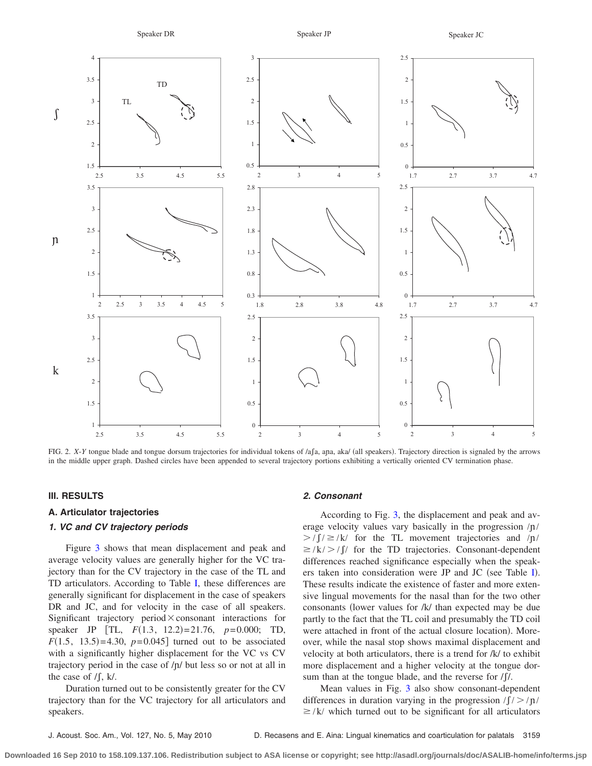FIG. 2. *X-Y* tongue blade and tongue dorsum trajectories for individual tokens of /aʃa, aɲa, aka/ (all speakers). Trajectory direction is signaled by the arrows in the middle upper graph. Dashed circles have been appended to several trajectory portions exhibiting a vertically oriented CV termination phase.

## III. RESULTS

### A. Articulator trajectories

#### *1. VC and CV trajectory periods*

Figure 3 shows that mean displacement and peak and average velocity values are generally higher for the VC trajectory than for the CV trajectory in the case of the TL and TD articulators. According to Table I, these differences are generally significant for displacement in the case of speakers DR and JC, and for velocity in the case of all speakers. Significant trajectory period × consonant interactions for speaker JP [TL, $F(1.3, 12.2)=21.76$, $p=0.000$; TD, $F(1.5, 13.5)=4.30$, $p=0.045$] turned out to be associated with a significantly higher displacement for the VC vs CV trajectory period in the case of /ɲ/ but less so or not at all in the case of /ʃ, k/.

Duration turned out to be consistently greater for the CV trajectory than for the VC trajectory for all articulators and speakers.

#### *2. Consonant*

According to Fig. 3, the displacement and peak and average velocity values vary basically in the progression /ɲ/ > /ʃ/ ≥ /k/ for the TL movement trajectories and /ɲ/ ≥ /k/ > /ʃ/ for the TD trajectories. Consonant-dependent differences reached significance especially when the speakers taken into consideration were JP and JC (see Table I). These results indicate the existence of faster and more extensive lingual movements for the nasal than for the two other consonants (lower values for /k/ than expected may be due partly to the fact that the TL coil and presumably the TD coil were attached in front of the actual closure location). Moreover, while the nasal stop shows maximal displacement and velocity at both articulators, there is a trend for /k/ to exhibit more displacement and a higher velocity at the tongue dorsum than at the tongue blade, and the reverse for /ʃ/.

Mean values in Fig. 3 also show consonant-dependent differences in duration varying in the progression /ʃ/ > /ɲ/ ≥ /k/ which turned out to be significant for all articulators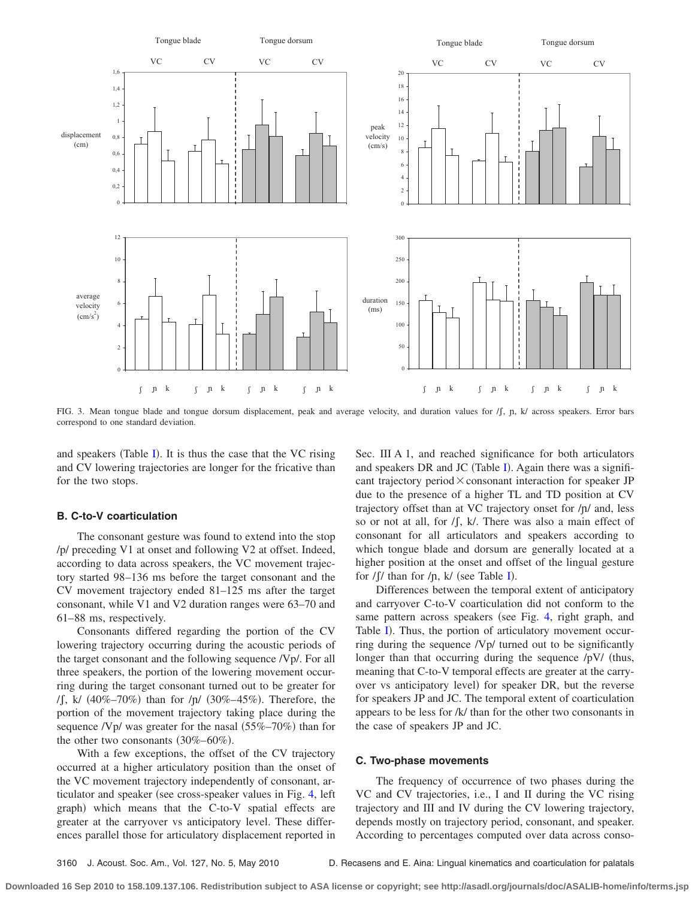FIG. 3. Mean tongue blade and tongue dorsum displacement, peak and average velocity, and duration values for /ʃ, ɲ, k/ across speakers. Error bars correspond to one standard deviation.

and speakers (Table I). It is thus the case that the VC rising and CV lowering trajectories are longer for the fricative than for the two stops.

### B. C-to-V coarticulation

The consonant gesture was found to extend into the stop /p/ preceding V1 at onset and following V2 at offset. Indeed, according to data across speakers, the VC movement trajectory started 98–136 ms before the target consonant and the CV movement trajectory ended 81–125 ms after the target consonant, while V1 and V2 duration ranges were 63–70 and 61–88 ms, respectively.

Consonants differed regarding the portion of the CV lowering trajectory occurring during the acoustic periods of the target consonant and the following sequence /Vp/. For all three speakers, the portion of the lowering movement occurring during the target consonant turned out to be greater for /ʃ, k/ (40%–70%) than for /ɲ/ (30%–45%). Therefore, the portion of the movement trajectory taking place during the sequence /Vp/ was greater for the nasal (55%–70%) than for the other two consonants (30%–60%).

With a few exceptions, the offset of the CV trajectory occurred at a higher articulatory position than the onset of the VC movement trajectory independently of consonant, articulator and speaker (see cross-speaker values in Fig. 4, left graph) which means that the C-to-V spatial effects are greater at the carryover vs anticipatory level. These differences parallel those for articulatory displacement reported in Sec. III A 1, and reached significance for both articulators and speakers DR and JC (Table I). Again there was a significant trajectory period × consonant interaction for speaker JP due to the presence of a higher TL and TD position at CV trajectory offset than at VC trajectory onset for /ɲ/ and, less so or not at all, for /ʃ, k/. There was also a main effect of consonant for all articulators and speakers according to which tongue blade and dorsum are generally located at a higher position at the onset and offset of the lingual gesture for /ʃ/ than for /ɲ, k/ (see Table I).

Differences between the temporal extent of anticipatory and carryover C-to-V coarticulation did not conform to the same pattern across speakers (see Fig. 4, right graph, and Table I). Thus, the portion of articulatory movement occurring during the sequence /Vp/ turned out to be significantly longer than that occurring during the sequence /pV/ (thus, meaning that C-to-V temporal effects are greater at the carryover vs anticipatory level) for speaker DR, but the reverse for speakers JP and JC. The temporal extent of coarticulation appears to be less for /k/ than for the other two consonants in the case of speakers JP and JC.

### C. Two-phase movements

The frequency of occurrence of two phases during the VC and CV trajectories, i.e., I and II during the VC rising trajectory and III and IV during the CV lowering trajectory, depends mostly on trajectory period, consonant, and speaker. According to percentages computed over data across conso-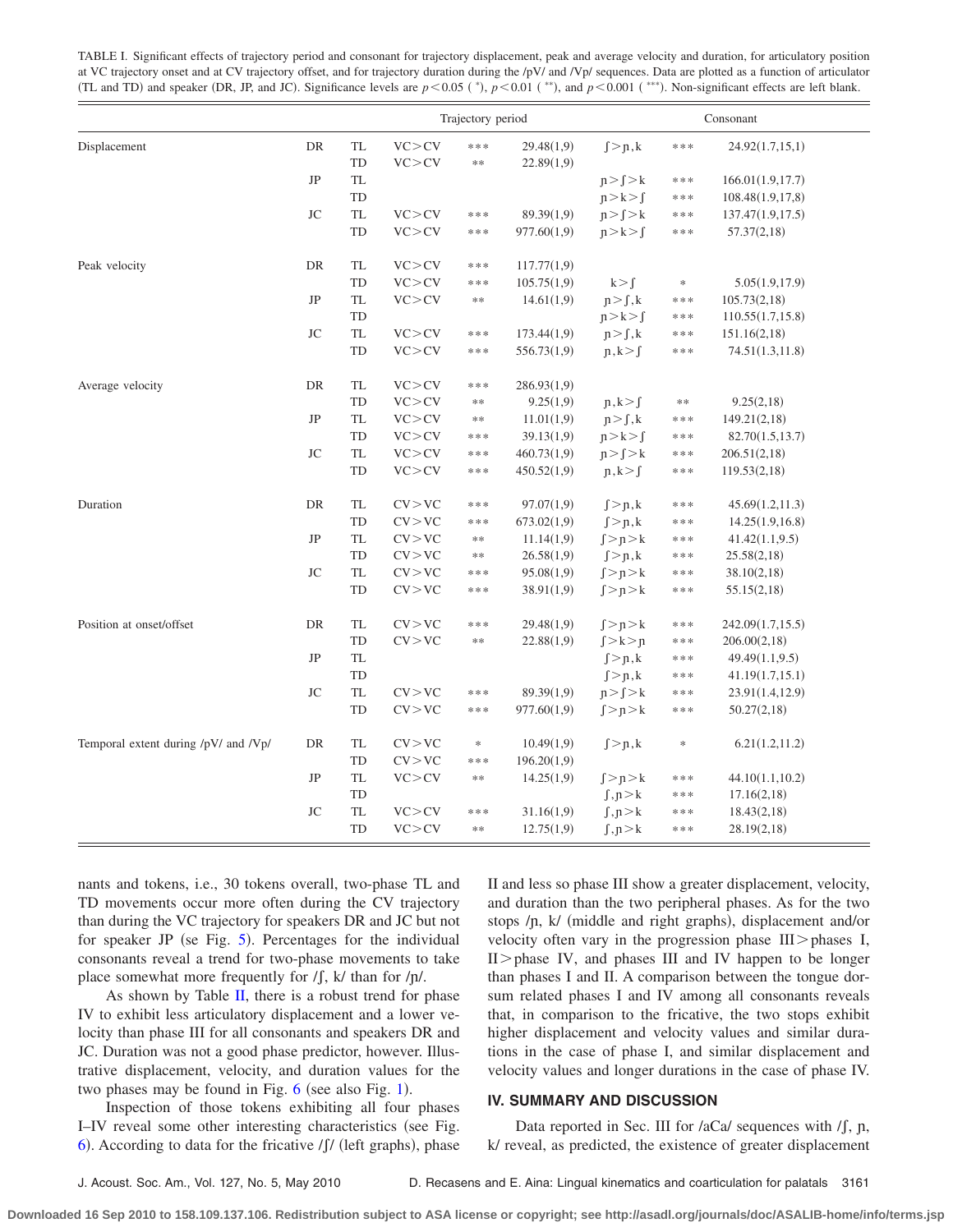TABLE I. Significant effects of trajectory period and consonant for trajectory displacement, peak and average velocity and duration, for articulatory position at VC trajectory onset and at CV trajectory offset, and for trajectory duration during the /pV/ and /Vp/ sequences. Data are plotted as a function of articulator (TL and TD) and speaker (DR, JP, and JC). Significance levels are $p<0.05$ ( $^{*}$), $p<0.01$ ( $^{**}$), and $p<0.001$ ( $^{***}$). Non-significant effects are left blank.

| | | | Trajectory period | | | Consonant | | |
|---|---|---|---|---|---|---|---|---|
| Displacement | DR | TL | VC>CV | *** | 29.48(1,9) | ʃ>ɲ,k | *** | 24.92(1.7,15,1) |
| | | TD | VC>CV | ** | 22.89(1,9) | | | |
| | JP | TL | | | | ɲ>ʃ>k | *** | 166.01(1.9,17.7) |
| | | TD | | | | ɲ>k>ʃ | *** | 108.48(1.9,17,8) |
| | JC | TL | VC>CV | *** | 89.39(1,9) | ɲ>ʃ>k | *** | 137.47(1.9,17.5) |
| | | TD | VC>CV | *** | 977.60(1,9) | ɲ>k>ʃ | *** | 57.37(2,18) |
| Peak velocity | DR | TL | VC>CV | *** | 117.77(1,9) | | | |
| | | TD | VC>CV | *** | 105.75(1,9) | k>ʃ | * | 5.05(1.9,17.9) |
| | JP | TL | VC>CV | ** | 14.61(1,9) | ɲ>ʃ,k | *** | 105.73(2,18) |
| | | TD | | | | ɲ>k>ʃ | *** | 110.55(1.7,15.8) |
| | JC | TL | VC>CV | *** | 173.44(1,9) | ɲ>ʃ,k | *** | 151.16(2,18) |
| | | TD | VC>CV | *** | 556.73(1,9) | ɲ,k>ʃ | *** | 74.51(1.3,11.8) |
| Average velocity | DR | TL | VC>CV | *** | 286.93(1,9) | | | |
| | | TD | VC>CV | ** | 9.25(1,9) | ɲ,k>ʃ | ** | 9.25(2,18) |
| | JP | TL | VC>CV | ** | 11.01(1,9) | ɲ>ʃ,k | *** | 149.21(2,18) |
| | | TD | VC>CV | *** | 39.13(1,9) | ɲ>k>ʃ | *** | 82.70(1.5,13.7) |
| | JC | TL | VC>CV | *** | 460.73(1,9) | ɲ>ʃ>k | *** | 206.51(2,18) |
| | | TD | VC>CV | *** | 450.52(1,9) | ɲ,k>ʃ | *** | 119.53(2,18) |
| Duration | DR | TL | CV>VC | *** | 97.07(1,9) | ʃ>ɲ,k | *** | 45.69(1.2,11.3) |
| | | TD | CV>VC | *** | 673.02(1,9) | ʃ>ɲ,k | *** | 14.25(1.9,16.8) |
| | JP | TL | CV>VC | ** | 11.14(1,9) | ʃ>ɲ>k | *** | 41.42(1.1,9.5) |
| | | TD | CV>VC | ** | 26.58(1,9) | ʃ>ɲ,k | *** | 25.58(2,18) |
| | JC | TL | CV>VC | *** | 95.08(1,9) | ʃ>ɲ>k | *** | 38.10(2,18) |
| | | TD | CV>VC | *** | 38.91(1,9) | ʃ>ɲ>k | *** | 55.15(2,18) |
| Position at onset/offset | DR | TL | CV>VC | *** | 29.48(1,9) | ʃ>ɲ>k | *** | 242.09(1.7,15.5) |
| | | TD | CV>VC | ** | 22.88(1,9) | ʃ>k>ɲ | *** | 206.00(2,18) |
| | JP | TL | | | | ʃ>ɲ,k | *** | 49.49(1.1,9.5) |
| | | TD | | | | ʃ>ɲ,k | *** | 41.19(1.7,15.1) |
| | JC | TL | CV>VC | *** | 89.39(1,9) | ɲ>ʃ>k | *** | 23.91(1.4,12.9) |
| | | TD | CV>VC | *** | 977.60(1,9) | ʃ>ɲ>k | *** | 50.27(2,18) |
| Temporal extent during /pV/ and /Vp/ | DR | TL | CV>VC | * | 10.49(1,9) | ʃ>ɲ,k | * | 6.21(1.2,11.2) |
| | | TD | CV>VC | *** | 196.20(1,9) | | | |
| | JP | TL | VC>CV | ** | 14.25(1,9) | ʃ>ɲ>k | *** | 44.10(1.1,10.2) |
| | | TD | | | | ʃ,ɲ>k | *** | 17.16(2,18) |
| | JC | TL | VC>CV | *** | 31.16(1,9) | ʃ,ɲ>k | *** | 18.43(2,18) |
| | | TD | VC>CV | ** | 12.75(1,9) | ʃ,ɲ>k | *** | 28.19(2,18) |

nants and tokens, i.e., 30 tokens overall, two-phase TL and TD movements occur more often during the CV trajectory than during the VC trajectory for speakers DR and JC but not for speaker JP (se Fig. 5). Percentages for the individual consonants reveal a trend for two-phase movements to take place somewhat more frequently for /ʃ, k/ than for /ɲ/.

As shown by Table II, there is a robust trend for phase IV to exhibit less articulatory displacement and a lower velocity than phase III for all consonants and speakers DR and JC. Duration was not a good phase predictor, however. Illustrative displacement, velocity, and duration values for the two phases may be found in Fig. 6 (see also Fig. 1).

Inspection of those tokens exhibiting all four phases I–IV reveal some other interesting characteristics (see Fig. 6). According to data for the fricative /ʃ/ (left graphs), phase II and less so phase III show a greater displacement, velocity, and duration than the two peripheral phases. As for the two stops /ɲ, k/ (middle and right graphs), displacement and/or velocity often vary in the progression phase III> phases I, II> phase IV, and phases III and IV happen to be longer than phases I and II. A comparison between the tongue dorsum related phases I and IV among all consonants reveals that, in comparison to the fricative, the two stops exhibit higher displacement and velocity values and similar durations in the case of phase I, and similar displacement and velocity values and longer durations in the case of phase IV.

## IV. SUMMARY AND DISCUSSION

Data reported in Sec. III for /aCa/ sequences with /ʃ, ɲ, k/ reveal, as predicted, the existence of greater displacement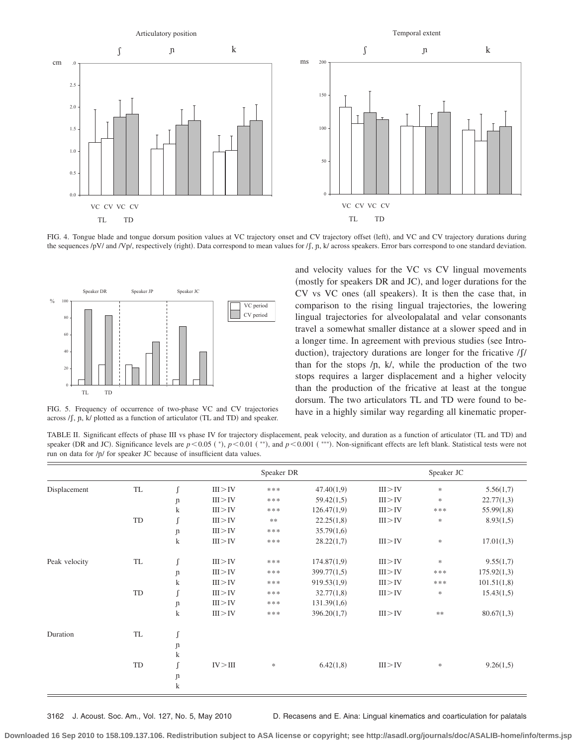FIG. 4. Tongue blade and tongue dorsum position values at VC trajectory onset and CV trajectory offset (left), and VC and CV trajectory durations during the sequences /pV/ and /Vp/, respectively (right). Data correspond to mean values for /ʃ, ɲ, k/ across speakers. Error bars correspond to one standard deviation.

FIG. 5. Frequency of occurrence of two-phase VC and CV trajectories across /ʃ, ɲ, k/ plotted as a function of articulator (TL and TD) and speaker.

and velocity values for the VC vs CV lingual movements (mostly for speakers DR and JC), and loger durations for the CV vs VC ones (all speakers). It is then the case that, in comparison to the rising lingual trajectories, the lowering lingual trajectories for alveolopalatal and velar consonants travel a somewhat smaller distance at a slower speed and in a longer time. In agreement with previous studies (see Introduction), trajectory durations are longer for the fricative /ʃ/ than for the stops /ɲ, k/, while the production of the two stops requires a larger displacement and a higher velocity than the production of the fricative at least at the tongue dorsum. The two articulators TL and TD were found to behave in a highly similar way regarding all kinematic proper-

TABLE II. Significant effects of phase III vs phase IV for trajectory displacement, peak velocity, and duration as a function of articulator (TL and TD) and speaker (DR and JC). Significance levels are $p<0.05$ (*), $p<0.01$ (**), and $p<0.001$ (***). Non-significant effects are left blank. Statistical tests were not run on data for /ɲ/ for speaker JC because of insufficient data values.

| | | | Speaker DR | | | Speaker JC | | |
|---|---|---|---|---|---|---|---|---|
| Displacement | TL | ʃ | III>IV | *** | 47.40(1,9) | III>IV | * | 5.56(1,7) |
| | | ɲ | III>IV | *** | 59.42(1,5) | III>IV | * | 22.77(1,3) |
| | | k | III>IV | *** | 126.47(1,9) | III>IV | *** | 55.99(1,8) |
| | TD | ʃ | III>IV | ** | 22.25(1,8) | III>IV | * | 8.93(1,5) |
| | | ɲ | III>IV | *** | 35.79(1,6) | | | |
| | | k | III>IV | *** | 28.22(1,7) | III>IV | * | 17.01(1,3) |
| Peak velocity | TL | ʃ | III>IV | *** | 174.87(1,9) | III>IV | * | 9.55(1,7) |
| | | ɲ | III>IV | *** | 399.77(1,5) | III>IV | *** | 175.92(1,3) |
| | | k | III>IV | *** | 919.53(1,9) | III>IV | *** | 101.51(1,8) |
| | TD | ʃ | III>IV | *** | 32.77(1,8) | III>IV | * | 15.43(1,5) |
| | | ɲ | III>IV | *** | 131.39(1,6) | | | |
| | | k | III>IV | *** | 396.20(1,7) | III>IV | ** | 80.67(1,3) |
| Duration | TL | ʃ | | | | | | |
| | | ɲ | | | | | | |
| | | k | | | | | | |
| | TD | ʃ | IV>III | * | 6.42(1,8) | III>IV | * | 9.26(1,5) |
| | | ɲ | | | | | | |
| | | k | | | | | | |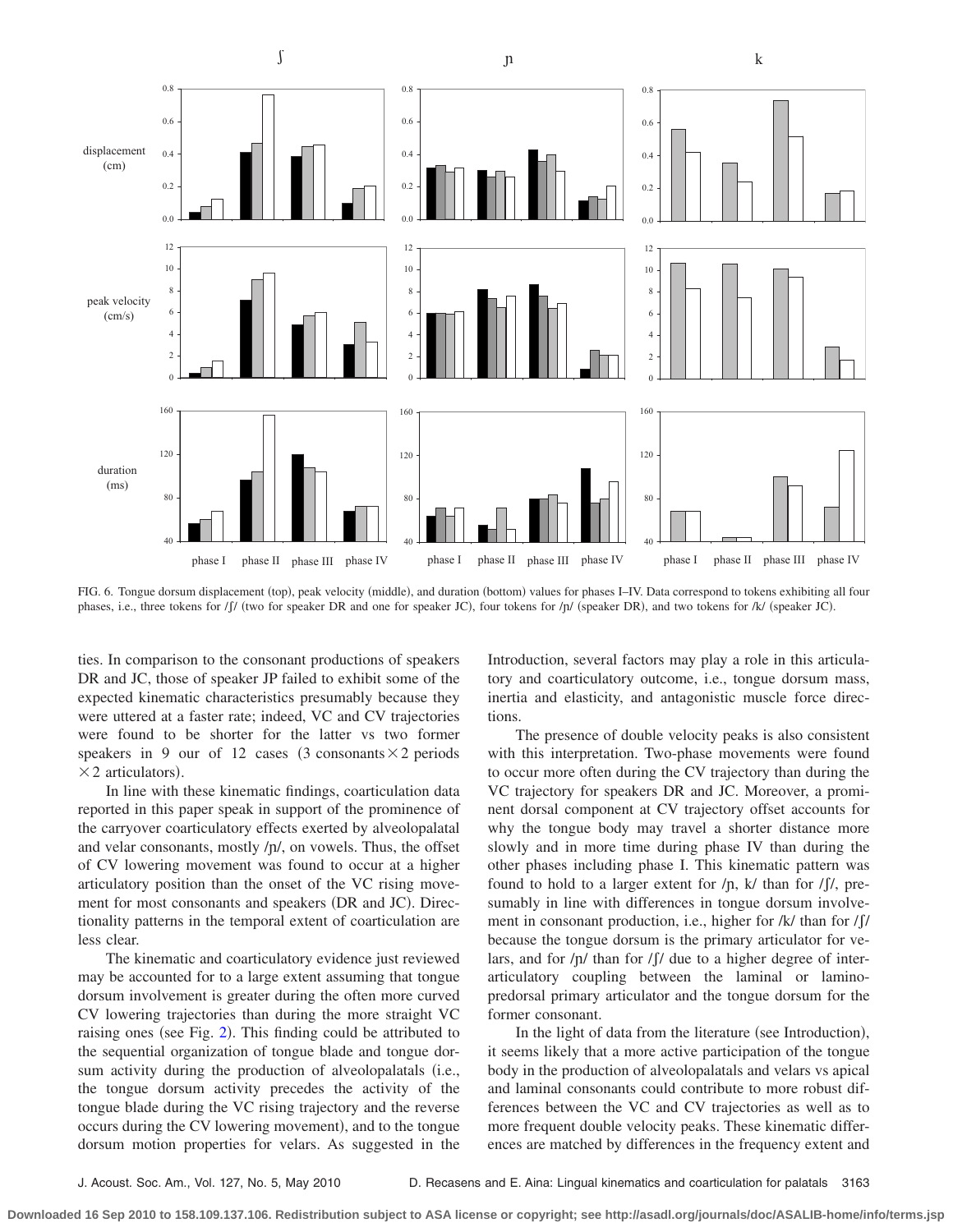FIG. 6. Tongue dorsum displacement (top), peak velocity (middle), and duration (bottom) values for phases I–IV. Data correspond to tokens exhibiting all four phases, i.e., three tokens for /ʃ/ (two for speaker DR and one for speaker JC), four tokens for /ɲ/ (speaker DR), and two tokens for /k/ (speaker JC).

ties. In comparison to the consonant productions of speakers DR and JC, those of speaker JP failed to exhibit some of the expected kinematic characteristics presumably because they were uttered at a faster rate; indeed, VC and CV trajectories were found to be shorter for the latter vs two former speakers in 9 our of 12 cases (3 consonants $\times$ 2 periods $\times$ 2 articulators).

In line with these kinematic findings, coarticulation data reported in this paper speak in support of the prominence of the carryover coarticulatory effects exerted by alveolopalatal and velar consonants, mostly /ɲ/, on vowels. Thus, the offset of CV lowering movement was found to occur at a higher articulatory position than the onset of the VC rising movement for most consonants and speakers (DR and JC). Directionality patterns in the temporal extent of coarticulation are less clear.

The kinematic and coarticulatory evidence just reviewed may be accounted for to a large extent assuming that tongue dorsum involvement is greater during the often more curved CV lowering trajectories than during the more straight VC raising ones (see Fig. 2). This finding could be attributed to the sequential organization of tongue blade and tongue dorsum activity during the production of alveolopalatals (i.e., the tongue dorsum activity precedes the activity of the tongue blade during the VC rising trajectory and the reverse occurs during the CV lowering movement), and to the tongue dorsum motion properties for velars. As suggested in the Introduction, several factors may play a role in this articulatory and coarticulatory outcome, i.e., tongue dorsum mass, inertia and elasticity, and antagonistic muscle force directions.

The presence of double velocity peaks is also consistent with this interpretation. Two-phase movements were found to occur more often during the CV trajectory than during the VC trajectory for speakers DR and JC. Moreover, a prominent dorsal component at CV trajectory offset accounts for why the tongue body may travel a shorter distance more slowly and in more time during phase IV than during the other phases including phase I. This kinematic pattern was found to hold to a larger extent for /ɲ, k/ than for /ʃ/, presumably in line with differences in tongue dorsum involvement in consonant production, i.e., higher for /k/ than for /ʃ/ because the tongue dorsum is the primary articulator for velars, and for /ɲ/ than for /ʃ/ due to a higher degree of interarticulatory coupling between the laminal or laminopredorsal primary articulator and the tongue dorsum for the former consonant.

In the light of data from the literature (see Introduction), it seems likely that a more active participation of the tongue body in the production of alveolopalatals and velars vs apical and laminal consonants could contribute to more robust differences between the VC and CV trajectories as well as to more frequent double velocity peaks. These kinematic differences are matched by differences in the frequency extent and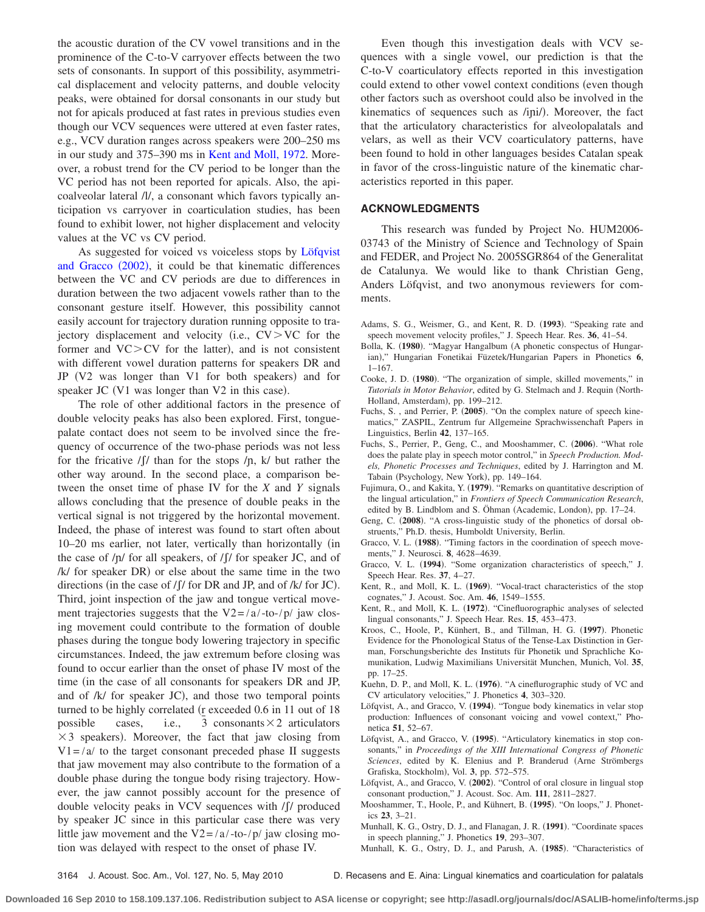the acoustic duration of the CV vowel transitions and in the prominence of the C-to-V carryover effects between the two sets of consonants. In support of this possibility, asymmetrical displacement and velocity patterns, and double velocity peaks, were obtained for dorsal consonants in our study but not for apicals produced at fast rates in previous studies even though our VCV sequences were uttered at even faster rates, e.g., VCV duration ranges across speakers were 200–250 ms in our study and 375–390 ms in Kent and Moll, 1972. Moreover, a robust trend for the CV period to be longer than the VC period has not been reported for apicals. Also, the apicoalveolar lateral /l/, a consonant which favors typically anticipation vs carryover in coarticulation studies, has been found to exhibit lower, not higher displacement and velocity values at the VC vs CV period.

As suggested for voiced vs voiceless stops by Löfqvist and Gracco (2002), it could be that kinematic differences between the VC and CV periods are due to differences in duration between the two adjacent vowels rather than to the consonant gesture itself. However, this possibility cannot easily account for trajectory duration running opposite to trajectory displacement and velocity (i.e., CV>VC for the former and VC>CV for the latter), and is not consistent with different vowel duration patterns for speakers DR and JP (V2 was longer than V1 for both speakers) and for speaker JC (V1 was longer than V2 in this case).

The role of other additional factors in the presence of double velocity peaks has also been explored. First, tongue-palate contact does not seem to be involved since the frequency of occurrence of the two-phase periods was not less for the fricative /ʃ/ than for the stops /ɲ, k/ but rather the other way around. In the second place, a comparison between the onset time of phase IV for the *X* and *Y* signals allows concluding that the presence of double peaks in the vertical signal is not triggered by the horizontal movement. Indeed, the phase of interest was found to start often about 10–20 ms earlier, not later, vertically than horizontally (in the case of /ɲ/ for all speakers, of /ʃ/ for speaker JC, and of /k/ for speaker DR) or else about the same time in the two directions (in the case of /ʃ/ for DR and JP, and of /k/ for JC). Third, joint inspection of the jaw and tongue vertical movement trajectories suggests that the V2=/a/-to-/p/ jaw closing movement could contribute to the formation of double phases during the tongue body lowering trajectory in specific circumstances. Indeed, the jaw extremum before closing was found to occur earlier than the onset of phase IV most of the time (in the case of all consonants for speakers DR and JP, and of /k/ for speaker JC), and those two temporal points turned to be highly correlated ($r$ exceeded 0.6 in 11 out of 18 possible cases, i.e., 3 consonants$\times$2 articulators $\times$3 speakers). Moreover, the fact that jaw closing from V1=/a/ to the target consonant preceded phase II suggests that jaw movement may also contribute to the formation of a double phase during the tongue body rising trajectory. However, the jaw cannot possibly account for the presence of double velocity peaks in VCV sequences with /ʃ/ produced by speaker JC since in this particular case there was very little jaw movement and the V2=/a/-to-/p/ jaw closing motion was delayed with respect to the onset of phase IV.

Even though this investigation deals with VCV sequences with a single vowel, our prediction is that the C-to-V coarticulatory effects reported in this investigation could extend to other vowel context conditions (even though other factors such as overshoot could also be involved in the kinematics of sequences such as /iɲi/). Moreover, the fact that the articulatory characteristics for alveolopalatals and velars, as well as their VCV coarticulatory patterns, have been found to hold in other languages besides Catalan speak in favor of the cross-linguistic nature of the kinematic characteristics reported in this paper.

## ACKNOWLEDGMENTS

This research was funded by Project No. HUM2006-03743 of the Ministry of Science and Technology of Spain and FEDER, and Project No. 2005SGR864 of the Generalitat de Catalunya. We would like to thank Christian Geng, Anders Löfqvist, and two anonymous reviewers for comments.

Adams, S. G., Weismer, G., and Kent, R. D. (**1993**). "Speaking rate and speech movement velocity profiles," J. Speech Hear. Res. **36**, 41–54.

Bolla, K. (**1980**). "Magyar Hangalbum (A phonetic conspectus of Hungarian)," Hungarian Fonetikai Füzetek/Hungarian Papers in Phonetics **6**, 1–167.

Cooke, J. D. (**1980**). "The organization of simple, skilled movements," in *Tutorials in Motor Behavior*, edited by G. Stelmach and J. Requin (North-Holland, Amsterdam), pp. 199–212.

Fuchs, S. , and Perrier, P. (**2005**). "On the complex nature of speech kinematics," ZASPIL, Zentrum fur Allgemeine Sprachwissenschaft Papers in Linguistics, Berlin **42**, 137–165.

Fuchs, S., Perrier, P., Geng, C., and Mooshammer, C. (**2006**). "What role does the palate play in speech motor control," in *Speech Production. Models, Phonetic Processes and Techniques*, edited by J. Harrington and M. Tabain (Psychology, New York), pp. 149–164.

Fujimura, O., and Kakita, Y. (**1979**). "Remarks on quantitative description of the lingual articulation," in *Frontiers of Speech Communication Research*, edited by B. Lindblom and S. Öhman (Academic, London), pp. 17–24.

Geng, C. (**2008**). "A cross-linguistic study of the phonetics of dorsal obstruents," Ph.D. thesis, Humboldt University, Berlin.

Gracco, V. L. (**1988**). "Timing factors in the coordination of speech movements," J. Neurosci. **8**, 4628–4639.

Gracco, V. L. (**1994**). "Some organization characteristics of speech," J. Speech Hear. Res. **37**, 4–27.

Kent, R., and Moll, K. L. (**1969**). "Vocal-tract characteristics of the stop cognates," J. Acoust. Soc. Am. **46**, 1549–1555.

Kent, R., and Moll, K. L. (**1972**). "Cinefluorographic analyses of selected lingual consonants," J. Speech Hear. Res. **15**, 453–473.

Kroos, C., Hoole, P., Künhert, B., and Tillman, H. G. (**1997**). Phonetic Evidence for the Phonological Status of the Tense-Lax Distinction in German, Forschungsberichte des Instituts für Phonetik und Sprachliche Kommunikation, Ludwig Maximilians Universität Munchen, Munich, Vol. **35**, pp. 17–25.

Kuehn, D. P., and Moll, K. L. (**1976**). "A cineflurographic study of VC and CV articulatory velocities," J. Phonetics **4**, 303–320.

Löfqvist, A., and Gracco, V. (**1994**). "Tongue body kinematics in velar stop production: Influences of consonant voicing and vowel context," Phonetica **51**, 52–67.

Löfqvist, A., and Gracco, V. (**1995**). "Articulatory kinematics in stop consonants," in *Proceedings of the XIII International Congress of Phonetic Sciences*, edited by K. Elenius and P. Branderud (Arne Strömbergs Grafiska, Stockholm), Vol. **3**, pp. 572–575.

Löfqvist, A., and Gracco, V. (**2002**). "Control of oral closure in lingual stop consonant production," J. Acoust. Soc. Am. **111**, 2811–2827.

Mooshammer, T., Hoole, P., and Kühnert, B. (**1995**). "On loops," J. Phonetics **23**, 3–21.

Munhall, K. G., Ostry, D. J., and Flanagan, J. R. (**1991**). "Coordinate spaces in speech planning," J. Phonetics **19**, 293–307.

Munhall, K. G., Ostry, D. J., and Parush, A. (**1985**). "Characteristics of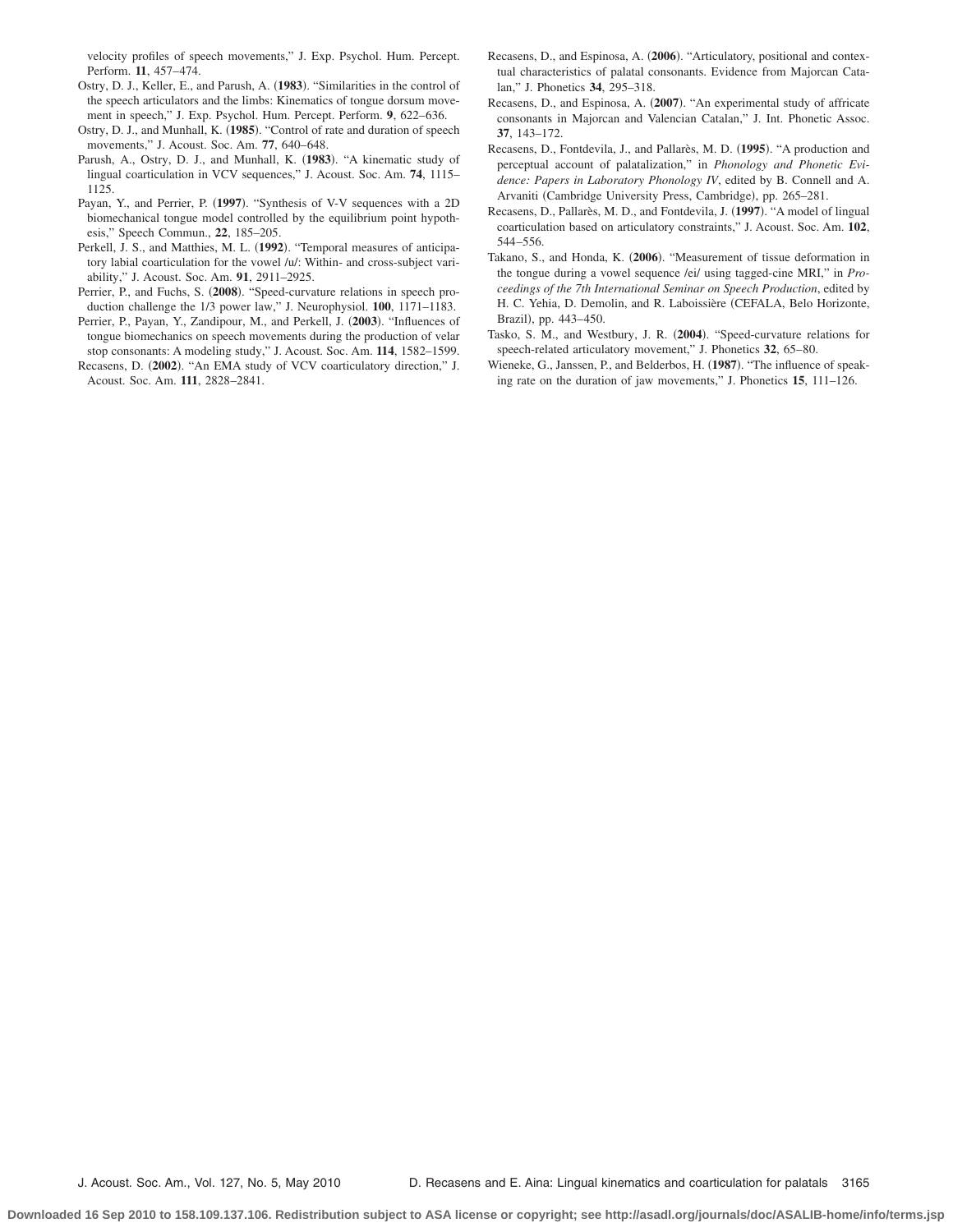velocity profiles of speech movements," J. Exp. Psychol. Hum. Percept. Perform. **11**, 457–474.

Ostry, D. J., Keller, E., and Parush, A. (**1983**). "Similarities in the control of the speech articulators and the limbs: Kinematics of tongue dorsum movement in speech," J. Exp. Psychol. Hum. Percept. Perform. **9**, 622–636.

Ostry, D. J., and Munhall, K. (**1985**). "Control of rate and duration of speech movements," J. Acoust. Soc. Am. **77**, 640–648.

Parush, A., Ostry, D. J., and Munhall, K. (**1983**). "A kinematic study of lingual coarticulation in VCV sequences," J. Acoust. Soc. Am. **74**, 1115–1125.

Payan, Y., and Perrier, P. (**1997**). "Synthesis of V-V sequences with a 2D biomechanical tongue model controlled by the equilibrium point hypothesis," Speech Commun., **22**, 185–205.

Perkell, J. S., and Matthies, M. L. (**1992**). "Temporal measures of anticipatory labial coarticulation for the vowel /u/: Within- and cross-subject variability," J. Acoust. Soc. Am. **91**, 2911–2925.

Perrier, P., and Fuchs, S. (**2008**). "Speed-curvature relations in speech production challenge the 1/3 power law," J. Neurophysiol. **100**, 1171–1183.

Perrier, P., Payan, Y., Zandipour, M., and Perkell, J. (**2003**). "Influences of tongue biomechanics on speech movements during the production of velar stop consonants: A modeling study," J. Acoust. Soc. Am. **114**, 1582–1599.

Recasens, D. (**2002**). "An EMA study of VCV coarticulatory direction," J. Acoust. Soc. Am. **111**, 2828–2841.

Recasens, D., and Espinosa, A. (**2006**). "Articulatory, positional and contextual characteristics of palatal consonants. Evidence from Majorcan Catalan," J. Phonetics **34**, 295–318.

Recasens, D., and Espinosa, A. (**2007**). "An experimental study of affricate consonants in Majorcan and Valencian Catalan," J. Int. Phonetic Assoc. **37**, 143–172.

Recasens, D., Fontdevila, J., and Pallarès, M. D. (**1995**). "A production and perceptual account of palatalization," in *Phonology and Phonetic Evidence: Papers in Laboratory Phonology IV*, edited by B. Connell and A. Arvaniti (Cambridge University Press, Cambridge), pp. 265–281.

Recasens, D., Pallarès, M. D., and Fontdevila, J. (**1997**). "A model of lingual coarticulation based on articulatory constraints," J. Acoust. Soc. Am. **102**, 544–556.

Takano, S., and Honda, K. (**2006**). "Measurement of tissue deformation in the tongue during a vowel sequence /ei/ using tagged-cine MRI," in *Proceedings of the 7th International Seminar on Speech Production*, edited by H. C. Yehia, D. Demolin, and R. Laboissière (CEFALA, Belo Horizonte, Brazil), pp. 443–450.

Tasko, S. M., and Westbury, J. R. (**2004**). "Speed-curvature relations for speech-related articulatory movement," J. Phonetics **32**, 65–80.

Wieneke, G., Janssen, P., and Belderbos, H. (**1987**). "The influence of speaking rate on the duration of jaw movements," J. Phonetics **15**, 111–126.